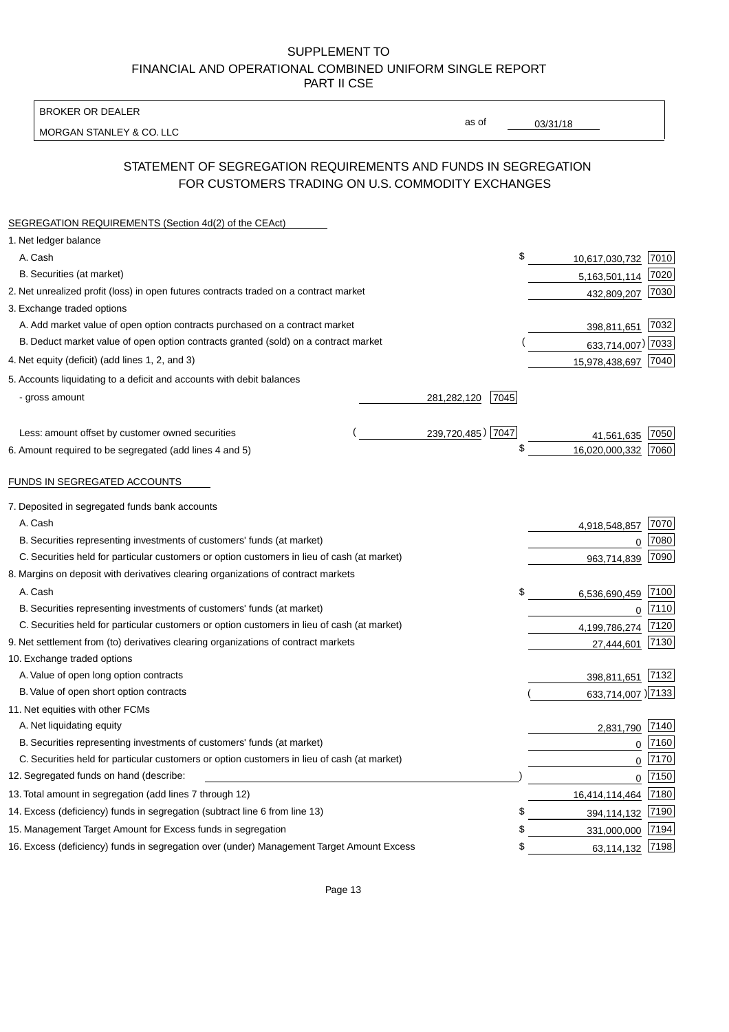SUPPLEMENT TO
FINANCIAL AND OPERATIONAL COMBINED UNIFORM SINGLE REPORT
PART II CSE

BROKER OR DEALER

MORGAN STANLEY & CO. LLC

as of 03/31/18

## STATEMENT OF SEGREGATION REQUIREMENTS AND FUNDS IN SEGREGATION FOR CUSTOMERS TRADING ON U.S. COMMODITY EXCHANGES

| | | | | |
|---|---|---|---|---|
| **SEGREGATION REQUIREMENTS (Section 4d(2) of the CEAct)** | | | | |
| 1. Net ledger balance | | | | |
| A. Cash | | | $ 10,617,030,732 | 7010 |
| B. Securities (at market) | | | 5,163,501,114 | 7020 |
| 2. Net unrealized profit (loss) in open futures contracts traded on a contract market | | | 432,809,207 | 7030 |
| 3. Exchange traded options | | | | |
| A. Add market value of open option contracts purchased on a contract market | | | 398,811,651 | 7032 |
| B. Deduct market value of open option contracts granted (sold) on a contract market | | | (633,714,007) | 7033 |
| 4. Net equity (deficit) (add lines 1, 2, and 3) | | | 15,978,438,697 | 7040 |
| 5. Accounts liquidating to a deficit and accounts with debit balances | | | | |
| - gross amount | 281,282,120 | 7045 | | |
| Less: amount offset by customer owned securities | (239,720,485) | 7047 | 41,561,635 | 7050 |
| 6. Amount required to be segregated (add lines 4 and 5) | | | $ 16,020,000,332 | 7060 |
| **FUNDS IN SEGREGATED ACCOUNTS** | | | | |
| 7. Deposited in segregated funds bank accounts | | | | |
| A. Cash | | | 4,918,548,857 | 7070 |
| B. Securities representing investments of customers' funds (at market) | | | 0 | 7080 |
| C. Securities held for particular customers or option customers in lieu of cash (at market) | | | 963,714,839 | 7090 |
| 8. Margins on deposit with derivatives clearing organizations of contract markets | | | | |
| A. Cash | | | $ 6,536,690,459 | 7100 |
| B. Securities representing investments of customers' funds (at market) | | | 0 | 7110 |
| C. Securities held for particular customers or option customers in lieu of cash (at market) | | | 4,199,786,274 | 7120 |
| 9. Net settlement from (to) derivatives clearing organizations of contract markets | | | 27,444,601 | 7130 |
| 10. Exchange traded options | | | | |
| A. Value of open long option contracts | | | 398,811,651 | 7132 |
| B. Value of open short option contracts | | | (633,714,007) | 7133 |
| 11. Net equities with other FCMs | | | | |
| A. Net liquidating equity | | | 2,831,790 | 7140 |
| B. Securities representing investments of customers' funds (at market) | | | 0 | 7160 |
| C. Securities held for particular customers or option customers in lieu of cash (at market) | | | 0 | 7170 |
| 12. Segregated funds on hand (describe: ) | | | 0 | 7150 |
| 13. Total amount in segregation (add lines 7 through 12) | | | 16,414,114,464 | 7180 |
| 14. Excess (deficiency) funds in segregation (subtract line 6 from line 13) | | | $ 394,114,132 | 7190 |
| 15. Management Target Amount for Excess funds in segregation | | | $ 331,000,000 | 7194 |
| 16. Excess (deficiency) funds in segregation over (under) Management Target Amount Excess | | | $ 63,114,132 | 7198 |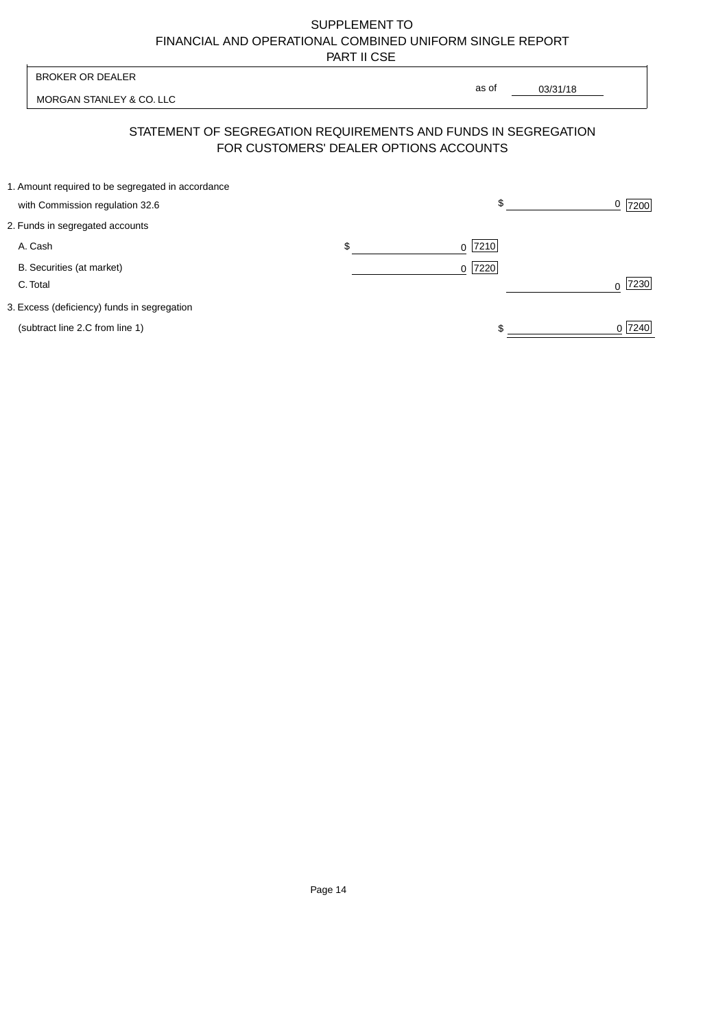SUPPLEMENT TO
FINANCIAL AND OPERATIONAL COMBINED UNIFORM SINGLE REPORT
PART II CSE

| BROKER OR DEALER | | |
|---|---|---|
| MORGAN STANLEY & CO. LLC | as of | 03/31/18 |

## STATEMENT OF SEGREGATION REQUIREMENTS AND FUNDS IN SEGREGATION FOR CUSTOMERS' DEALER OPTIONS ACCOUNTS

| | | |
|---|---|---|
| 1. Amount required to be segregated in accordance with Commission regulation 32.6 | | $ 0 [7200] |
| 2. Funds in segregated accounts | | |
| A. Cash | $ 0 [7210] | |
| B. Securities (at market) | 0 [7220] | |
| C. Total | | 0 [7230] |
| 3. Excess (deficiency) funds in segregation (subtract line 2.C from line 1) | | $ 0 [7240] |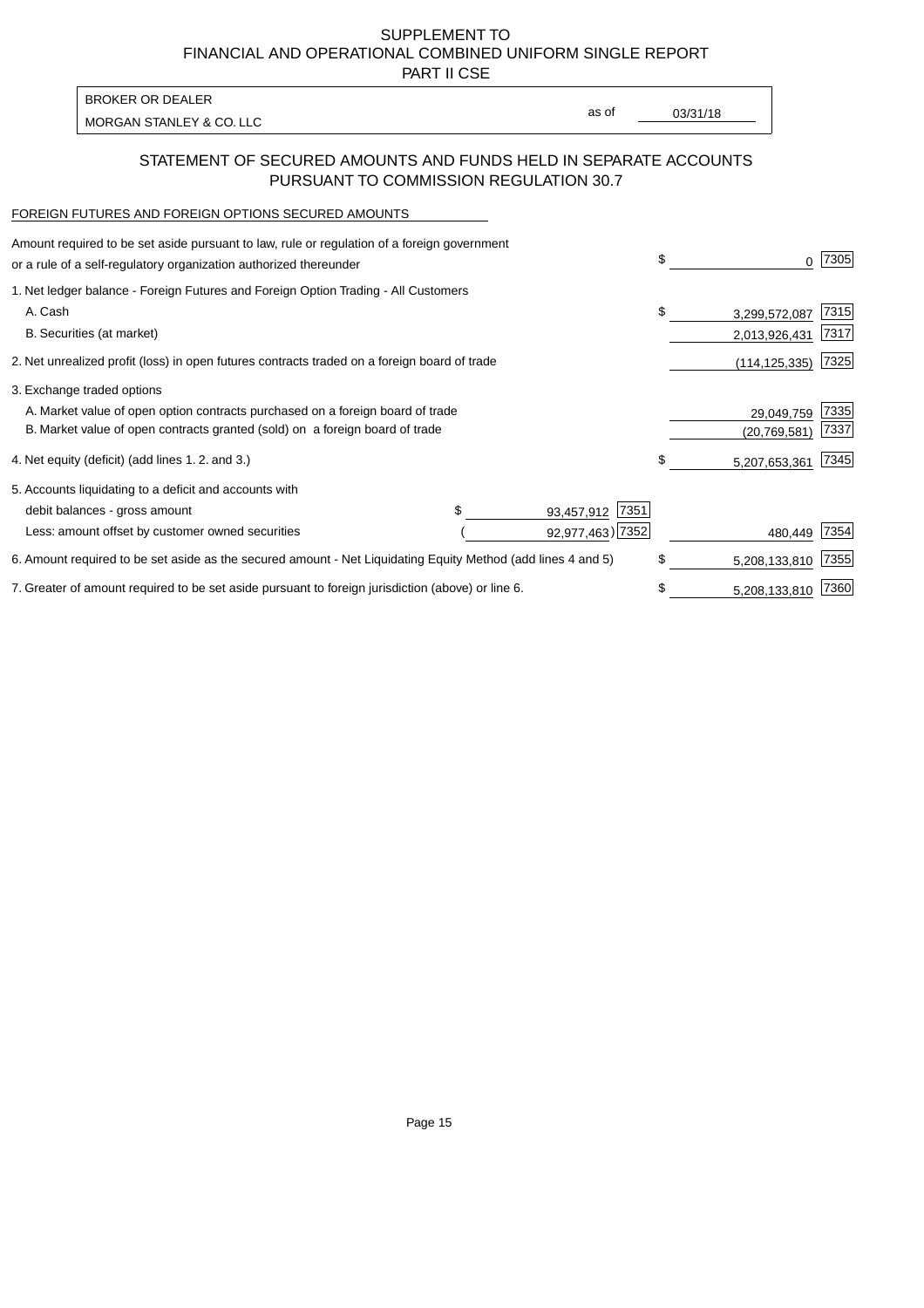SUPPLEMENT TO
FINANCIAL AND OPERATIONAL COMBINED UNIFORM SINGLE REPORT
PART II CSE

| BROKER OR DEALER | | |
|---|---|---|
| MORGAN STANLEY & CO. LLC | as of | 03/31/18 |

## STATEMENT OF SECURED AMOUNTS AND FUNDS HELD IN SEPARATE ACCOUNTS PURSUANT TO COMMISSION REGULATION 30.7

FOREIGN FUTURES AND FOREIGN OPTIONS SECURED AMOUNTS

| Description | | | Amount | Code |
|---|---|---|---|---|
| Amount required to be set aside pursuant to law, rule or regulation of a foreign government or a rule of a self-regulatory organization authorized thereunder | | | $ 0 | 7305 |
| 1. Net ledger balance - Foreign Futures and Foreign Option Trading - All Customers | | | | |
| A. Cash | | | $ 3,299,572,087 | 7315 |
| B. Securities (at market) | | | 2,013,926,431 | 7317 |
| 2. Net unrealized profit (loss) in open futures contracts traded on a foreign board of trade | | | (114,125,335) | 7325 |
| 3. Exchange traded options | | | | |
| A. Market value of open option contracts purchased on a foreign board of trade | | | 29,049,759 | 7335 |
| B. Market value of open contracts granted (sold) on a foreign board of trade | | | (20,769,581) | 7337 |
| 4. Net equity (deficit) (add lines 1. 2. and 3.) | | | $ 5,207,653,361 | 7345 |
| 5. Accounts liquidating to a deficit and accounts with | | | | |
| debit balances - gross amount | $ 93,457,912 | 7351 | | |
| Less: amount offset by customer owned securities | (92,977,463) | 7352 | 480,449 | 7354 |
| 6. Amount required to be set aside as the secured amount - Net Liquidating Equity Method (add lines 4 and 5) | | | $ 5,208,133,810 | 7355 |
| 7. Greater of amount required to be set aside pursuant to foreign jurisdiction (above) or line 6. | | | $ 5,208,133,810 | 7360 |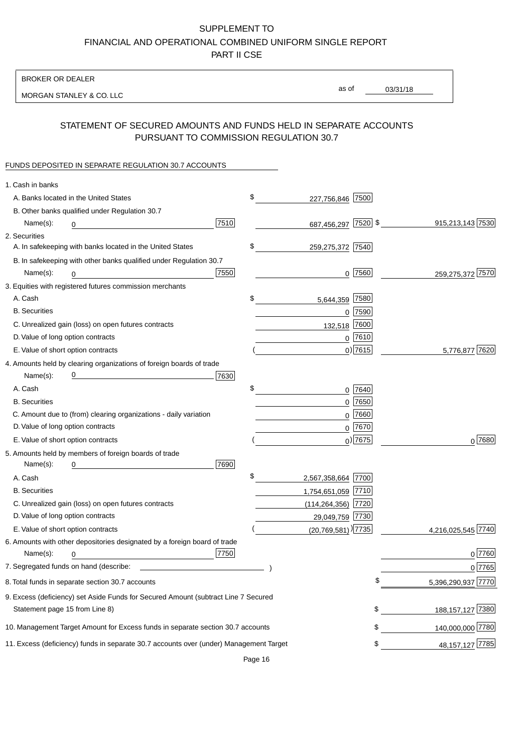SUPPLEMENT TO
FINANCIAL AND OPERATIONAL COMBINED UNIFORM SINGLE REPORT
PART II CSE

BROKER OR DEALER

MORGAN STANLEY & CO. LLC

as of 03/31/18

## STATEMENT OF SECURED AMOUNTS AND FUNDS HELD IN SEPARATE ACCOUNTS PURSUANT TO COMMISSION REGULATION 30.7

FUNDS DEPOSITED IN SEPARATE REGULATION 30.7 ACCOUNTS

| | | | |
|---|---|---|---|
| 1. Cash in banks | | | |
| A. Banks located in the United States | | $ 227,756,846 [7500] | |
| B. Other banks qualified under Regulation 30.7 | | | |
| Name(s): 0 | [7510] | 687,456,297 [7520] | $ 915,213,143 [7530] |
| 2. Securities | | | |
| A. In safekeeping with banks located in the United States | | $ 259,275,372 [7540] | |
| B. In safekeeping with other banks qualified under Regulation 30.7 | | | |
| Name(s): 0 | [7550] | 0 [7560] | 259,275,372 [7570] |
| 3. Equities with registered futures commission merchants | | | |
| A. Cash | | $ 5,644,359 [7580] | |
| B. Securities | | 0 [7590] | |
| C. Unrealized gain (loss) on open futures contracts | | 132,518 [7600] | |
| D. Value of long option contracts | | 0 [7610] | |
| E. Value of short option contracts | | ( 0) [7615] | 5,776,877 [7620] |
| 4. Amounts held by clearing organizations of foreign boards of trade | | | |
| Name(s): 0 | [7630] | | |
| A. Cash | | $ 0 [7640] | |
| B. Securities | | 0 [7650] | |
| C. Amount due to (from) clearing organizations - daily variation | | 0 [7660] | |
| D. Value of long option contracts | | 0 [7670] | |
| E. Value of short option contracts | | ( 0) [7675] | 0 [7680] |
| 5. Amounts held by members of foreign boards of trade | | | |
| Name(s): 0 | [7690] | | |
| A. Cash | | $ 2,567,358,664 [7700] | |
| B. Securities | | 1,754,651,059 [7710] | |
| C. Unrealized gain (loss) on open futures contracts | | (114,264,356) [7720] | |
| D. Value of long option contracts | | 29,049,759 [7730] | |
| E. Value of short option contracts | | ( (20,769,581) ) [7735] | 4,216,025,545 [7740] |
| 6. Amounts with other depositories designated by a foreign board of trade | | | |
| Name(s): 0 | [7750] | | 0 [7760] |
| 7. Segregated funds on hand (describe: ) | | | 0 [7765] |
| 8. Total funds in separate section 30.7 accounts | | | $ 5,396,290,937 [7770] |
| 9. Excess (deficiency) set Aside Funds for Secured Amount (subtract Line 7 Secured Statement page 15 from Line 8) | | | $ 188,157,127 [7380] |
| 10. Management Target Amount for Excess funds in separate section 30.7 accounts | | | $ 140,000,000 [7780] |
| 11. Excess (deficiency) funds in separate 30.7 accounts over (under) Management Target | | | $ 48,157,127 [7785] |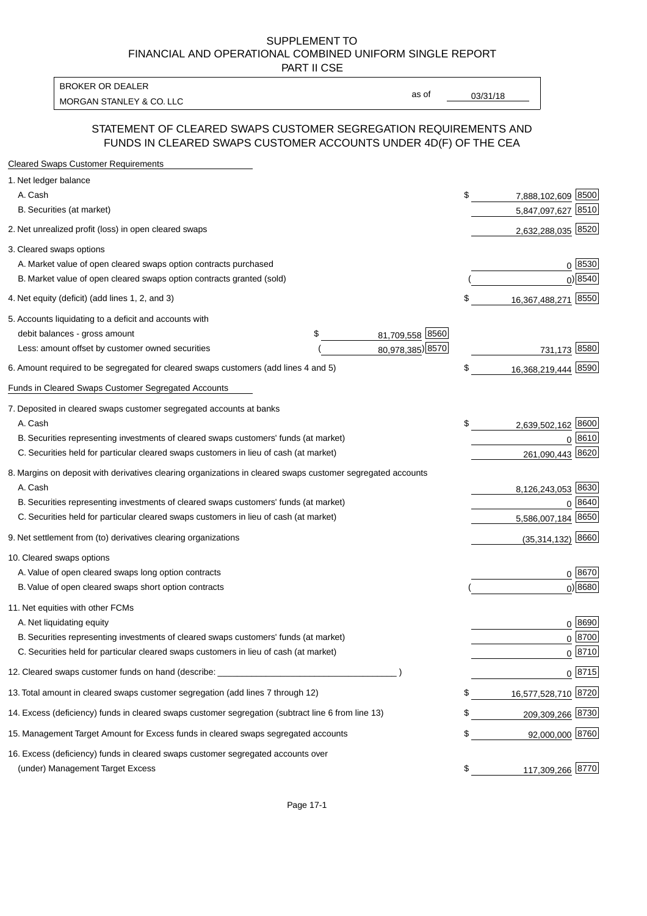SUPPLEMENT TO
FINANCIAL AND OPERATIONAL COMBINED UNIFORM SINGLE REPORT
PART II CSE

| | |
|---|---|
| BROKER OR DEALER<br>MORGAN STANLEY & CO. LLC | as of 03/31/18 |

## STATEMENT OF CLEARED SWAPS CUSTOMER SEGREGATION REQUIREMENTS AND FUNDS IN CLEARED SWAPS CUSTOMER ACCOUNTS UNDER 4D(F) OF THE CEA

| | | | | |
|---|---|---|---|---|
| **Cleared Swaps Customer Requirements** | | | | |
| 1. Net ledger balance | | | | |
| A. Cash | | | $ 7,888,102,609 | 8500 |
| B. Securities (at market) | | | 5,847,097,627 | 8510 |
| 2. Net unrealized profit (loss) in open cleared swaps | | | 2,632,288,035 | 8520 |
| 3. Cleared swaps options | | | | |
| A. Market value of open cleared swaps option contracts purchased | | | 0 | 8530 |
| B. Market value of open cleared swaps option contracts granted (sold) | | | ( 0) | 8540 |
| 4. Net equity (deficit) (add lines 1, 2, and 3) | | | $ 16,367,488,271 | 8550 |
| 5. Accounts liquidating to a deficit and accounts with | | | | |
| debit balances - gross amount | $ 81,709,558 | 8560 | | |
| Less: amount offset by customer owned securities | ( 80,978,385) | 8570 | 731,173 | 8580 |
| 6. Amount required to be segregated for cleared swaps customers (add lines 4 and 5) | | | $ 16,368,219,444 | 8590 |
| **Funds in Cleared Swaps Customer Segregated Accounts** | | | | |
| 7. Deposited in cleared swaps customer segregated accounts at banks | | | | |
| A. Cash | | | $ 2,639,502,162 | 8600 |
| B. Securities representing investments of cleared swaps customers' funds (at market) | | | 0 | 8610 |
| C. Securities held for particular cleared swaps customers in lieu of cash (at market) | | | 261,090,443 | 8620 |
| 8. Margins on deposit with derivatives clearing organizations in cleared swaps customer segregated accounts | | | | |
| A. Cash | | | 8,126,243,053 | 8630 |
| B. Securities representing investments of cleared swaps customers' funds (at market) | | | 0 | 8640 |
| C. Securities held for particular cleared swaps customers in lieu of cash (at market) | | | 5,586,007,184 | 8650 |
| 9. Net settlement from (to) derivatives clearing organizations | | | (35,314,132) | 8660 |
| 10. Cleared swaps options | | | | |
| A. Value of open cleared swaps long option contracts | | | 0 | 8670 |
| B. Value of open cleared swaps short option contracts | | | ( 0) | 8680 |
| 11. Net equities with other FCMs | | | | |
| A. Net liquidating equity | | | 0 | 8690 |
| B. Securities representing investments of cleared swaps customers' funds (at market) | | | 0 | 8700 |
| C. Securities held for particular cleared swaps customers in lieu of cash (at market) | | | 0 | 8710 |
| 12. Cleared swaps customer funds on hand (describe: ______________________ ) | | | 0 | 8715 |
| 13. Total amount in cleared swaps customer segregation (add lines 7 through 12) | | | $ 16,577,528,710 | 8720 |
| 14. Excess (deficiency) funds in cleared swaps customer segregation (subtract line 6 from line 13) | | | $ 209,309,266 | 8730 |
| 15. Management Target Amount for Excess funds in cleared swaps segregated accounts | | | $ 92,000,000 | 8760 |
| 16. Excess (deficiency) funds in cleared swaps customer segregated accounts over (under) Management Target Excess | | | $ 117,309,266 | 8770 |